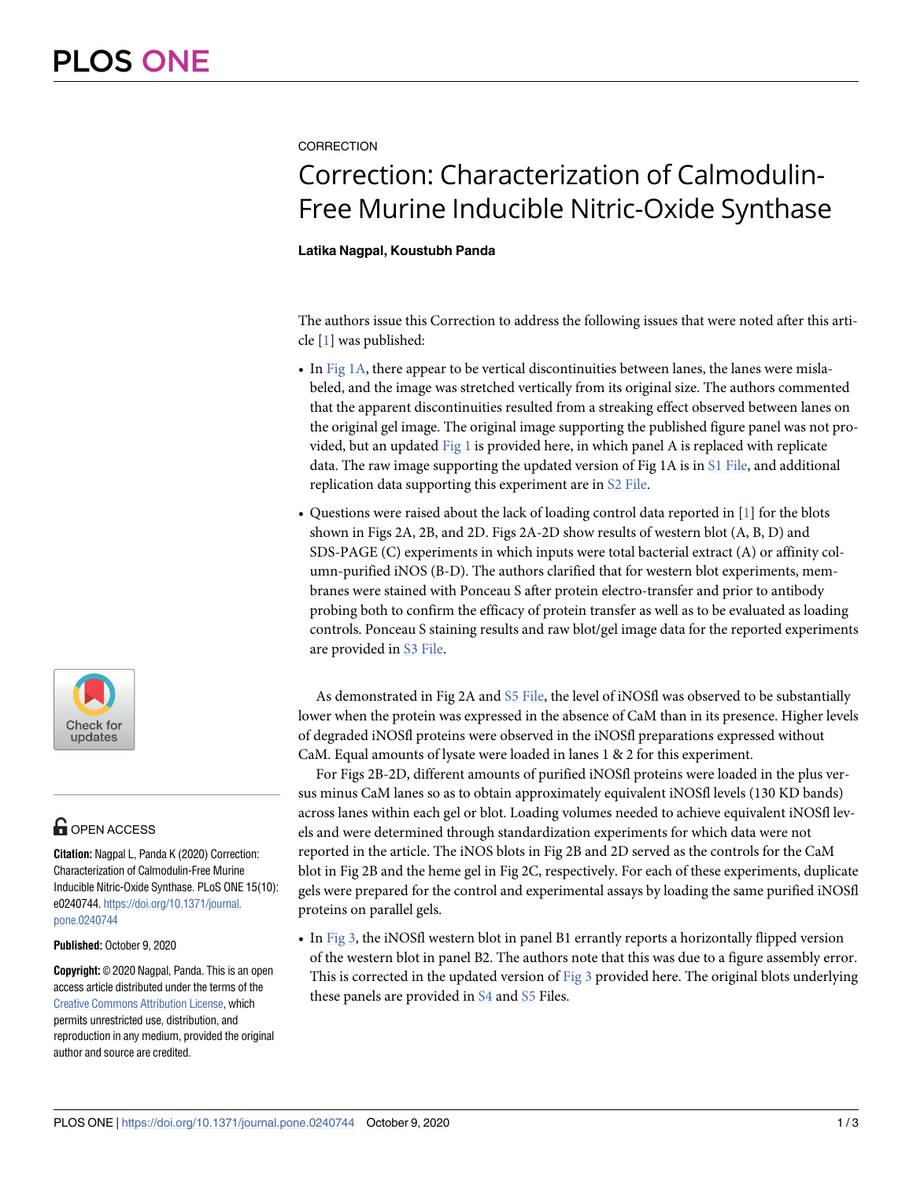CORRECTION

# Correction: Characterization of Calmodulin-Free Murine Inducible Nitric-Oxide Synthase

**Latika Nagpal, Koustubh Panda**

The authors issue this Correction to address the following issues that were noted after this article [1] was published:

- In Fig 1A, there appear to be vertical discontinuities between lanes, the lanes were mislabeled, and the image was stretched vertically from its original size. The authors commented that the apparent discontinuities resulted from a streaking effect observed between lanes on the original gel image. The original image supporting the published figure panel was not provided, but an updated Fig 1 is provided here, in which panel A is replaced with replicate data. The raw image supporting the updated version of Fig 1A is in S1 File, and additional replication data supporting this experiment are in S2 File.
- Questions were raised about the lack of loading control data reported in [1] for the blots shown in Figs 2A, 2B, and 2D. Figs 2A-2D show results of western blot (A, B, D) and SDS-PAGE (C) experiments in which inputs were total bacterial extract (A) or affinity column-purified iNOS (B-D). The authors clarified that for western blot experiments, membranes were stained with Ponceau S after protein electro-transfer and prior to antibody probing both to confirm the efficacy of protein transfer as well as to be evaluated as loading controls. Ponceau S staining results and raw blot/gel image data for the reported experiments are provided in S3 File.

As demonstrated in Fig 2A and S5 File, the level of iNOSfl was observed to be substantially lower when the protein was expressed in the absence of CaM than in its presence. Higher levels of degraded iNOSfl proteins were observed in the iNOSfl preparations expressed without CaM. Equal amounts of lysate were loaded in lanes 1 & 2 for this experiment.

For Figs 2B-2D, different amounts of purified iNOSfl proteins were loaded in the plus versus minus CaM lanes so as to obtain approximately equivalent iNOSfl levels (130 KD bands) across lanes within each gel or blot. Loading volumes needed to achieve equivalent iNOSfl levels and were determined through standardization experiments for which data were not reported in the article. The iNOS blots in Fig 2B and 2D served as the controls for the CaM blot in Fig 2B and the heme gel in Fig 2C, respectively. For each of these experiments, duplicate gels were prepared for the control and experimental assays by loading the same purified iNOSfl proteins on parallel gels.

- In Fig 3, the iNOSfl western blot in panel B1 errantly reports a horizontally flipped version of the western blot in panel B2. The authors note that this was due to a figure assembly error. This is corrected in the updated version of Fig 3 provided here. The original blots underlying these panels are provided in S4 and S5 Files.

**OPEN ACCESS**

**Citation:** Nagpal L, Panda K (2020) Correction: Characterization of Calmodulin-Free Murine Inducible Nitric-Oxide Synthase. PLoS ONE 15(10): e0240744. https://doi.org/10.1371/journal.pone.0240744

**Published:** October 9, 2020

**Copyright:** © 2020 Nagpal, Panda. This is an open access article distributed under the terms of the Creative Commons Attribution License, which permits unrestricted use, distribution, and reproduction in any medium, provided the original author and source are credited.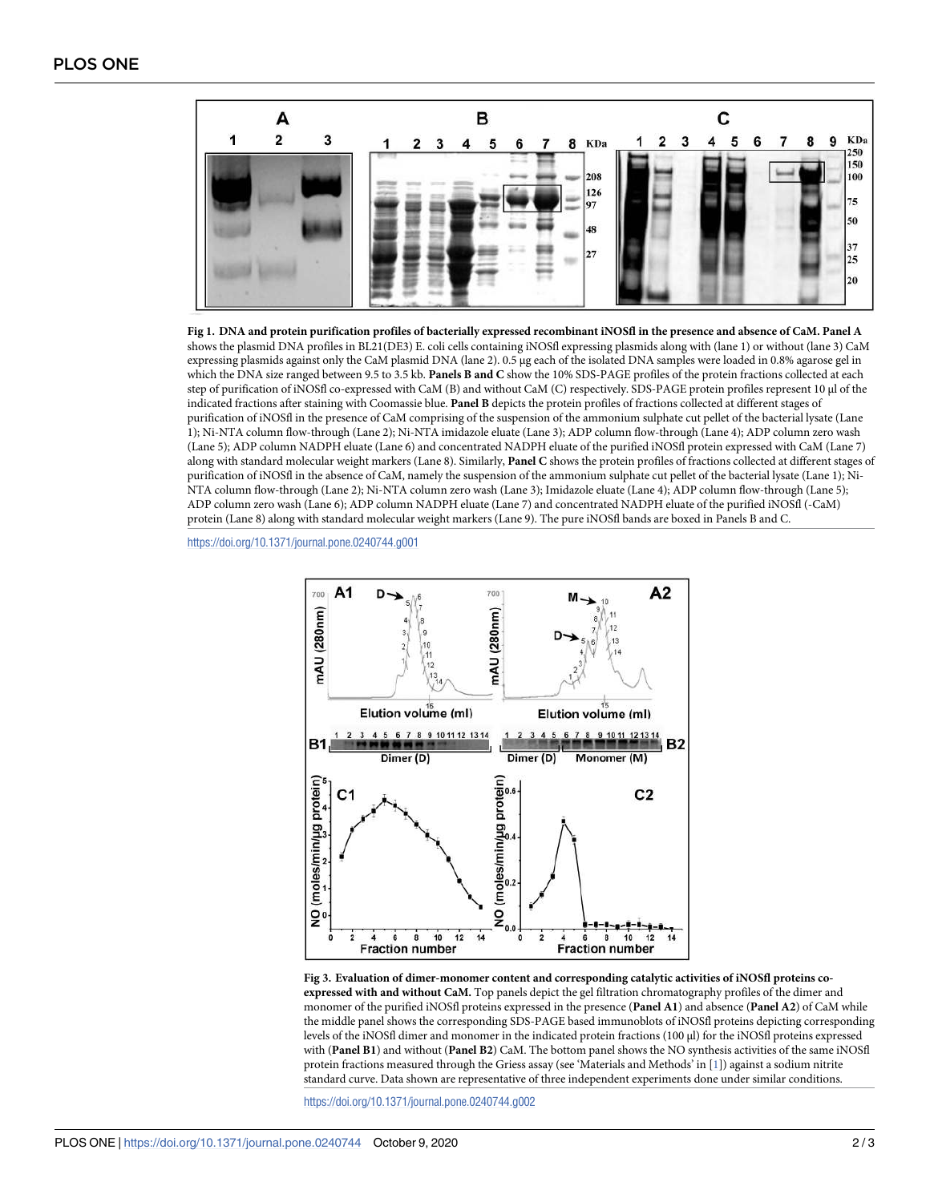**Fig 1. DNA and protein purification profiles of bacterially expressed recombinant iNOSfl in the presence and absence of CaM. Panel A** shows the plasmid DNA profiles in BL21(DE3) E. coli cells containing iNOSfl expressing plasmids along with (lane 1) or without (lane 3) CaM expressing plasmids against only the CaM plasmid DNA (lane 2). 0.5 μg each of the isolated DNA samples were loaded in 0.8% agarose gel in which the DNA size ranged between 9.5 to 3.5 kb. **Panels B and C** show the 10% SDS-PAGE profiles of the protein fractions collected at each step of purification of iNOSfl co-expressed with CaM (B) and without CaM (C) respectively. SDS-PAGE protein profiles represent 10 μl of the indicated fractions after staining with Coomassie blue. **Panel B** depicts the protein profiles of fractions collected at different stages of purification of iNOSfl in the presence of CaM comprising of the suspension of the ammonium sulphate cut pellet of the bacterial lysate (Lane 1); Ni-NTA column flow-through (Lane 2); Ni-NTA imidazole eluate (Lane 3); ADP column flow-through (Lane 4); ADP column zero wash (Lane 5); ADP column NADPH eluate (Lane 6) and concentrated NADPH eluate of the purified iNOSfl protein expressed with CaM (Lane 7) along with standard molecular weight markers (Lane 8). Similarly, **Panel C** shows the protein profiles of fractions collected at different stages of purification of iNOSfl in the absence of CaM, namely the suspension of the ammonium sulphate cut pellet of the bacterial lysate (Lane 1); Ni-NTA column flow-through (Lane 2); Ni-NTA column zero wash (Lane 3); Imidazole eluate (Lane 4); ADP column flow-through (Lane 5); ADP column zero wash (Lane 6); ADP column NADPH eluate (Lane 7) and concentrated NADPH eluate of the purified iNOSfl (-CaM) protein (Lane 8) along with standard molecular weight markers (Lane 9). The pure iNOSfl bands are boxed in Panels B and C.

https://doi.org/10.1371/journal.pone.0240744.g001

**Fig 3. Evaluation of dimer-monomer content and corresponding catalytic activities of iNOSfl proteins co-expressed with and without CaM.** Top panels depict the gel filtration chromatography profiles of the dimer and monomer of the purified iNOSfl proteins expressed in the presence (**Panel A1**) and absence (**Panel A2**) of CaM while the middle panel shows the corresponding SDS-PAGE based immunoblots of iNOSfl proteins depicting corresponding levels of the iNOSfl dimer and monomer in the indicated protein fractions (100 μl) for the iNOSfl proteins expressed with (**Panel B1**) and without (**Panel B2**) CaM. The bottom panel shows the NO synthesis activities of the same iNOSfl protein fractions measured through the Griess assay (see 'Materials and Methods' in [1]) against a sodium nitrite standard curve. Data shown are representative of three independent experiments done under similar conditions.

https://doi.org/10.1371/journal.pone.0240744.g002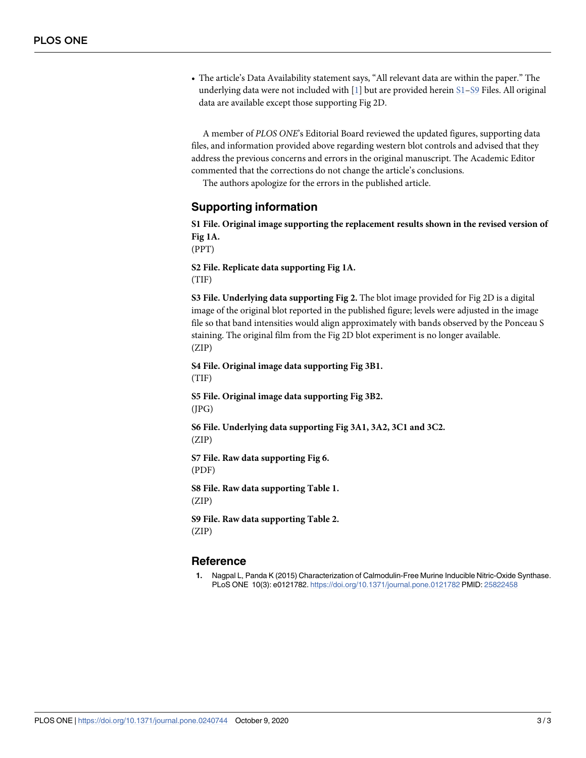- The article's Data Availability statement says, "All relevant data are within the paper." The underlying data were not included with [1] but are provided herein S1–S9 Files. All original data are available except those supporting Fig 2D.

A member of *PLOS ONE*'s Editorial Board reviewed the updated figures, supporting data files, and information provided above regarding western blot controls and advised that they address the previous concerns and errors in the original manuscript. The Academic Editor commented that the corrections do not change the article's conclusions.

The authors apologize for the errors in the published article.

## Supporting information

**S1 File. Original image supporting the replacement results shown in the revised version of Fig 1A.**
(PPT)

**S2 File. Replicate data supporting Fig 1A.**
(TIF)

**S3 File. Underlying data supporting Fig 2.** The blot image provided for Fig 2D is a digital image of the original blot reported in the published figure; levels were adjusted in the image file so that band intensities would align approximately with bands observed by the Ponceau S staining. The original film from the Fig 2D blot experiment is no longer available.
(ZIP)

**S4 File. Original image data supporting Fig 3B1.**
(TIF)

**S5 File. Original image data supporting Fig 3B2.**
(JPG)

**S6 File. Underlying data supporting Fig 3A1, 3A2, 3C1 and 3C2.**
(ZIP)

**S7 File. Raw data supporting Fig 6.**
(PDF)

**S8 File. Raw data supporting Table 1.**
(ZIP)

**S9 File. Raw data supporting Table 2.**
(ZIP)

## Reference

1. Nagpal L, Panda K (2015) Characterization of Calmodulin-Free Murine Inducible Nitric-Oxide Synthase. PLoS ONE 10(3): e0121782. https://doi.org/10.1371/journal.pone.0121782 PMID: 25822458